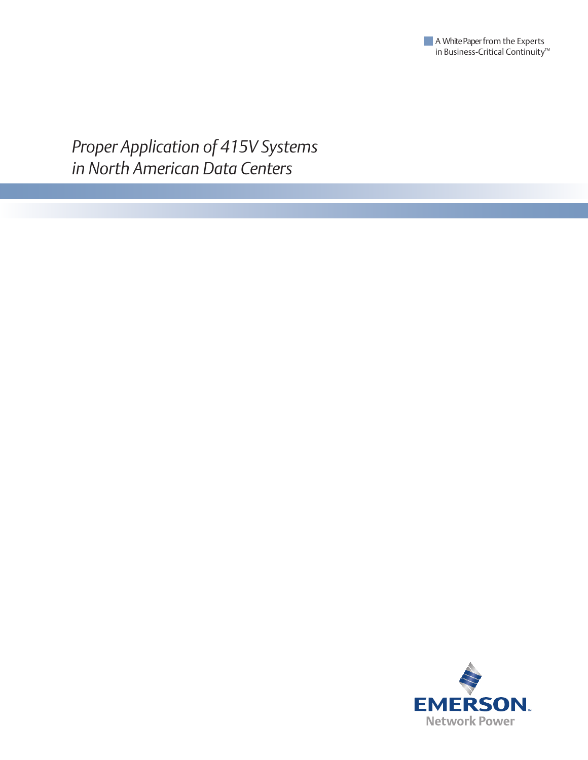A White Paper from the Experts in Business-Critical Continuity™

# *Proper Application of 415V Systems in North American Data Centers*

EMERSON
Network Power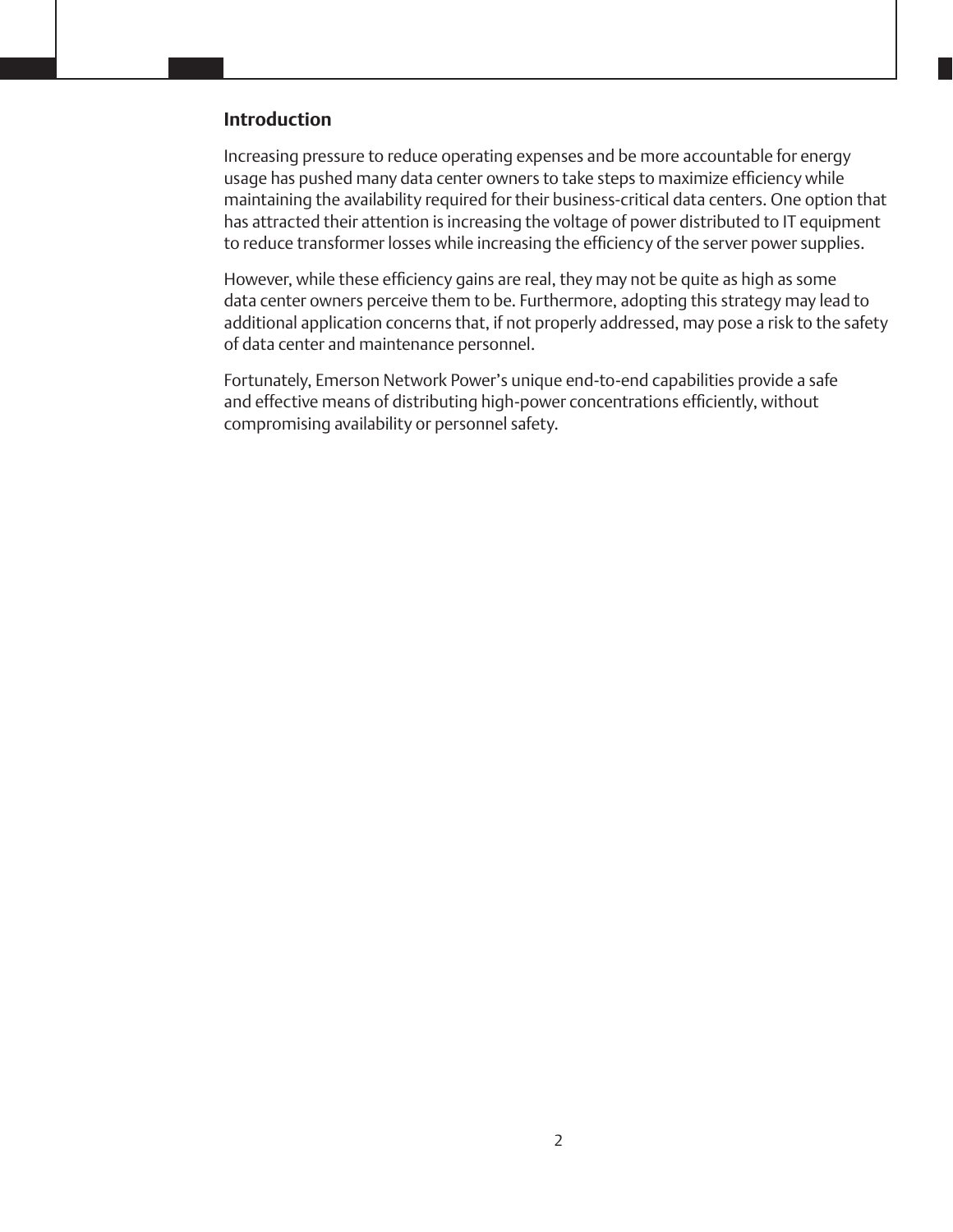## Introduction

Increasing pressure to reduce operating expenses and be more accountable for energy usage has pushed many data center owners to take steps to maximize efficiency while maintaining the availability required for their business-critical data centers. One option that has attracted their attention is increasing the voltage of power distributed to IT equipment to reduce transformer losses while increasing the efficiency of the server power supplies.

However, while these efficiency gains are real, they may not be quite as high as some data center owners perceive them to be. Furthermore, adopting this strategy may lead to additional application concerns that, if not properly addressed, may pose a risk to the safety of data center and maintenance personnel.

Fortunately, Emerson Network Power's unique end-to-end capabilities provide a safe and effective means of distributing high-power concentrations efficiently, without compromising availability or personnel safety.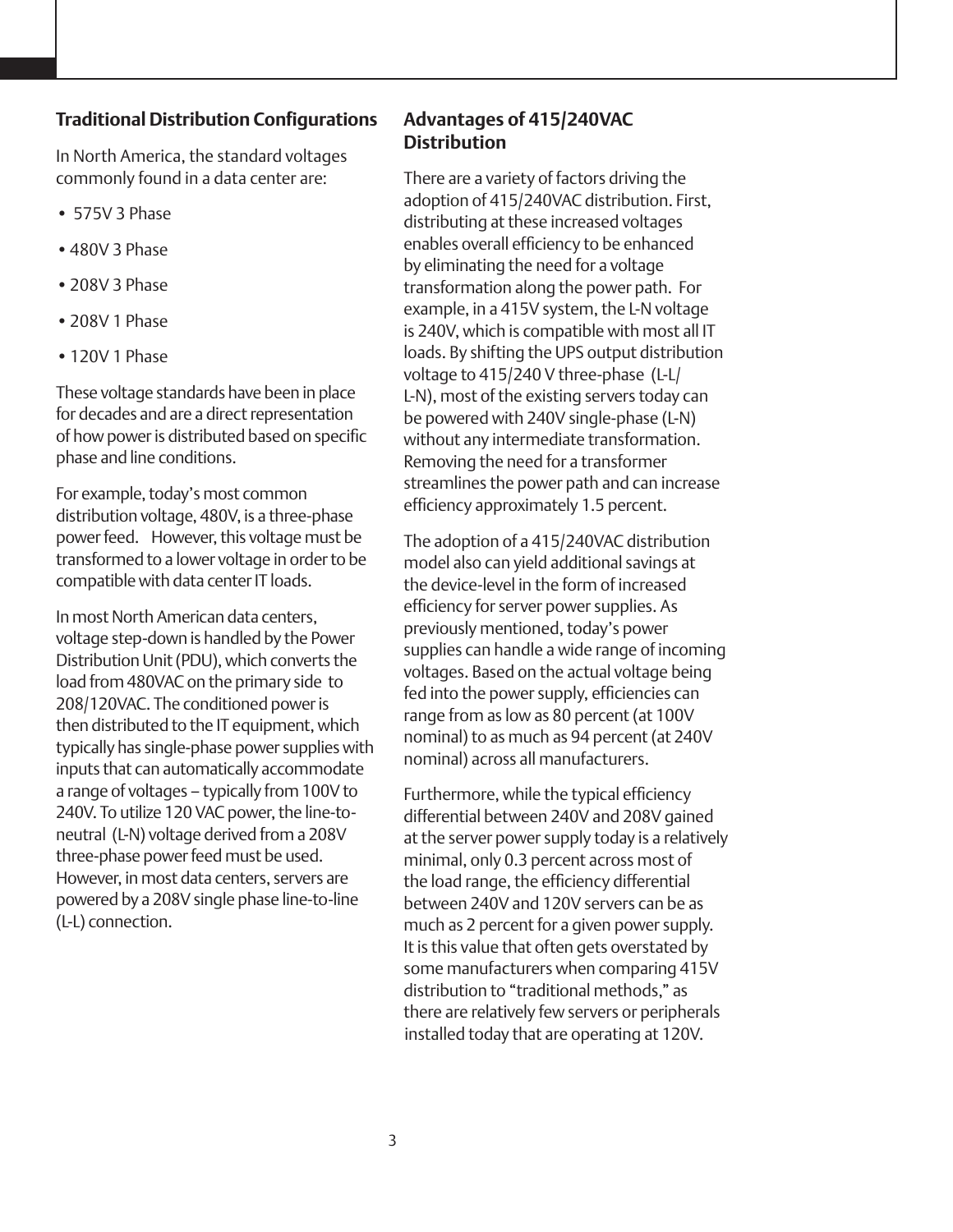## Traditional Distribution Configurations

In North America, the standard voltages commonly found in a data center are:

- 575V 3 Phase
- 480V 3 Phase
- 208V 3 Phase
- 208V 1 Phase
- 120V 1 Phase

These voltage standards have been in place for decades and are a direct representation of how power is distributed based on specific phase and line conditions.

For example, today's most common distribution voltage, 480V, is a three-phase power feed. However, this voltage must be transformed to a lower voltage in order to be compatible with data center IT loads.

In most North American data centers, voltage step-down is handled by the Power Distribution Unit (PDU), which converts the load from 480VAC on the primary side to 208/120VAC. The conditioned power is then distributed to the IT equipment, which typically has single-phase power supplies with inputs that can automatically accommodate a range of voltages – typically from 100V to 240V. To utilize 120 VAC power, the line-to-neutral (L-N) voltage derived from a 208V three-phase power feed must be used. However, in most data centers, servers are powered by a 208V single phase line-to-line (L-L) connection.

## Advantages of 415/240VAC Distribution

There are a variety of factors driving the adoption of 415/240VAC distribution. First, distributing at these increased voltages enables overall efficiency to be enhanced by eliminating the need for a voltage transformation along the power path. For example, in a 415V system, the L-N voltage is 240V, which is compatible with most all IT loads. By shifting the UPS output distribution voltage to 415/240 V three-phase (L-L/L-N), most of the existing servers today can be powered with 240V single-phase (L-N) without any intermediate transformation. Removing the need for a transformer streamlines the power path and can increase efficiency approximately 1.5 percent.

The adoption of a 415/240VAC distribution model also can yield additional savings at the device-level in the form of increased efficiency for server power supplies. As previously mentioned, today's power supplies can handle a wide range of incoming voltages. Based on the actual voltage being fed into the power supply, efficiencies can range from as low as 80 percent (at 100V nominal) to as much as 94 percent (at 240V nominal) across all manufacturers.

Furthermore, while the typical efficiency differential between 240V and 208V gained at the server power supply today is a relatively minimal, only 0.3 percent across most of the load range, the efficiency differential between 240V and 120V servers can be as much as 2 percent for a given power supply. It is this value that often gets overstated by some manufacturers when comparing 415V distribution to "traditional methods," as there are relatively few servers or peripherals installed today that are operating at 120V.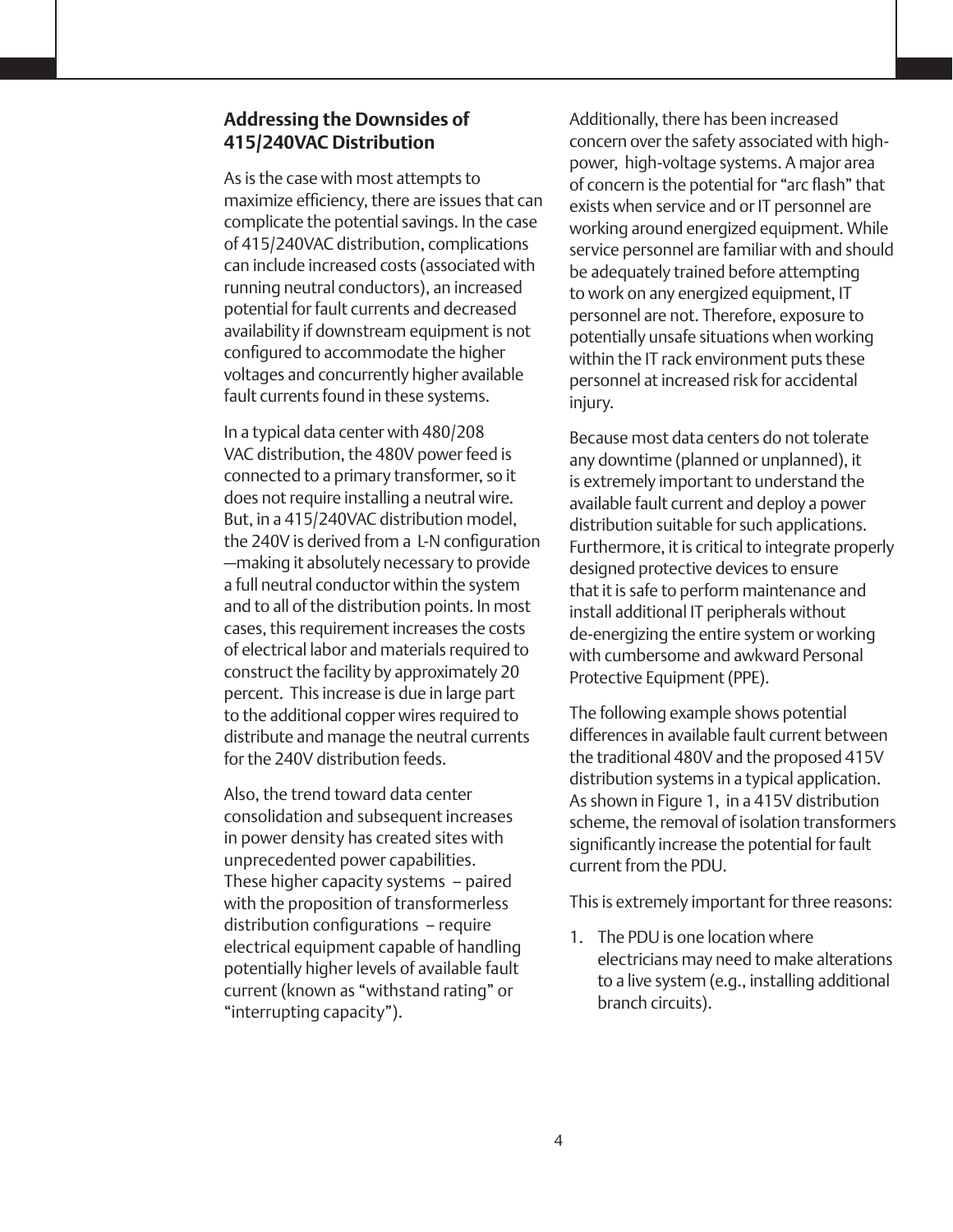## Addressing the Downsides of 415/240VAC Distribution

As is the case with most attempts to maximize efficiency, there are issues that can complicate the potential savings. In the case of 415/240VAC distribution, complications can include increased costs (associated with running neutral conductors), an increased potential for fault currents and decreased availability if downstream equipment is not configured to accommodate the higher voltages and concurrently higher available fault currents found in these systems.

In a typical data center with 480/208 VAC distribution, the 480V power feed is connected to a primary transformer, so it does not require installing a neutral wire. But, in a 415/240VAC distribution model, the 240V is derived from a L-N configuration —making it absolutely necessary to provide a full neutral conductor within the system and to all of the distribution points. In most cases, this requirement increases the costs of electrical labor and materials required to construct the facility by approximately 20 percent. This increase is due in large part to the additional copper wires required to distribute and manage the neutral currents for the 240V distribution feeds.

Also, the trend toward data center consolidation and subsequent increases in power density has created sites with unprecedented power capabilities. These higher capacity systems – paired with the proposition of transformerless distribution configurations – require electrical equipment capable of handling potentially higher levels of available fault current (known as "withstand rating" or "interrupting capacity").

Additionally, there has been increased concern over the safety associated with high-power, high-voltage systems. A major area of concern is the potential for "arc flash" that exists when service and or IT personnel are working around energized equipment. While service personnel are familiar with and should be adequately trained before attempting to work on any energized equipment, IT personnel are not. Therefore, exposure to potentially unsafe situations when working within the IT rack environment puts these personnel at increased risk for accidental injury.

Because most data centers do not tolerate any downtime (planned or unplanned), it is extremely important to understand the available fault current and deploy a power distribution suitable for such applications. Furthermore, it is critical to integrate properly designed protective devices to ensure that it is safe to perform maintenance and install additional IT peripherals without de-energizing the entire system or working with cumbersome and awkward Personal Protective Equipment (PPE).

The following example shows potential differences in available fault current between the traditional 480V and the proposed 415V distribution systems in a typical application. As shown in Figure 1, in a 415V distribution scheme, the removal of isolation transformers significantly increase the potential for fault current from the PDU.

This is extremely important for three reasons:

1. The PDU is one location where electricians may need to make alterations to a live system (e.g., installing additional branch circuits).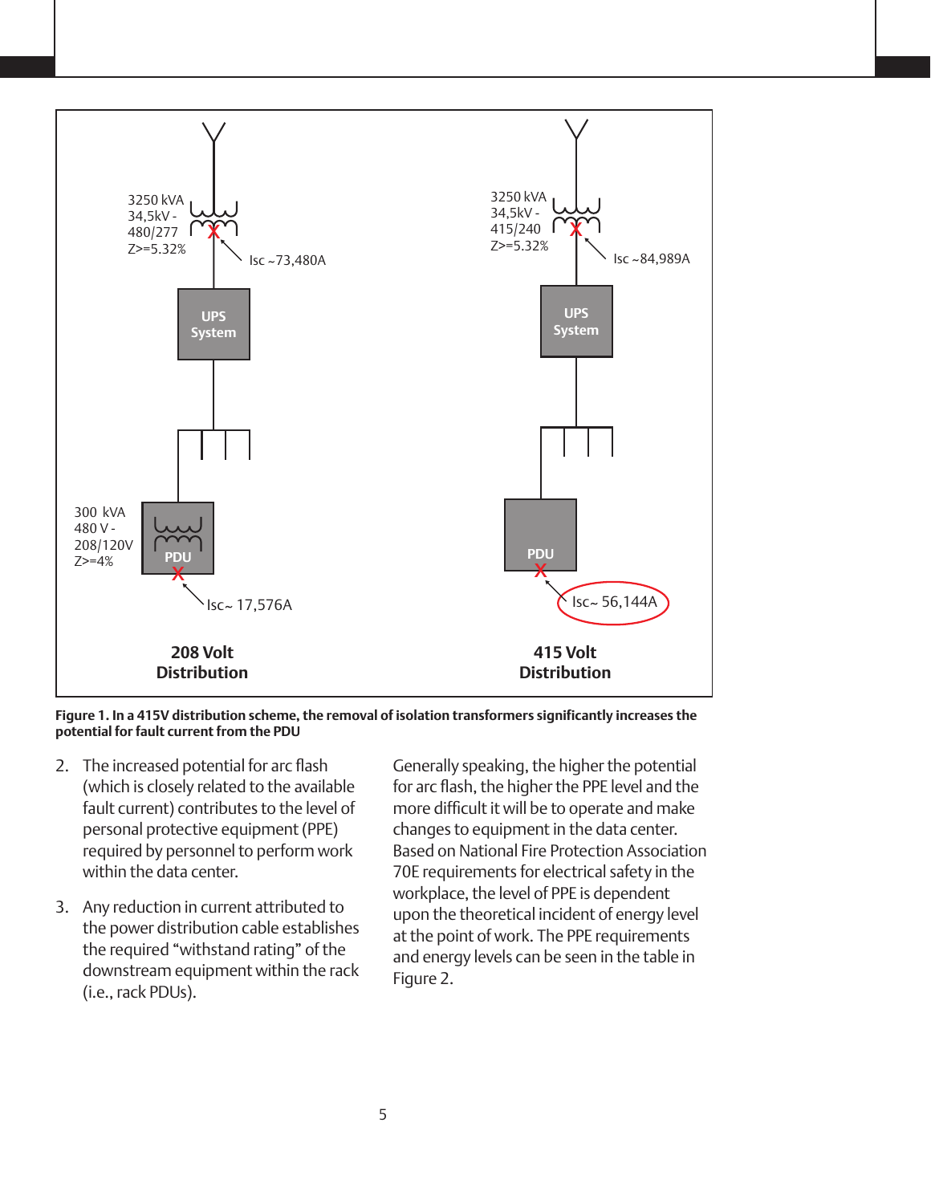**Figure 1. In a 415V distribution scheme, the removal of isolation transformers significantly increases the potential for fault current from the PDU**

2. The increased potential for arc flash (which is closely related to the available fault current) contributes to the level of personal protective equipment (PPE) required by personnel to perform work within the data center.

3. Any reduction in current attributed to the power distribution cable establishes the required "withstand rating" of the downstream equipment within the rack (i.e., rack PDUs).

Generally speaking, the higher the potential for arc flash, the higher the PPE level and the more difficult it will be to operate and make changes to equipment in the data center. Based on National Fire Protection Association 70E requirements for electrical safety in the workplace, the level of PPE is dependent upon the theoretical incident of energy level at the point of work. The PPE requirements and energy levels can be seen in the table in Figure 2.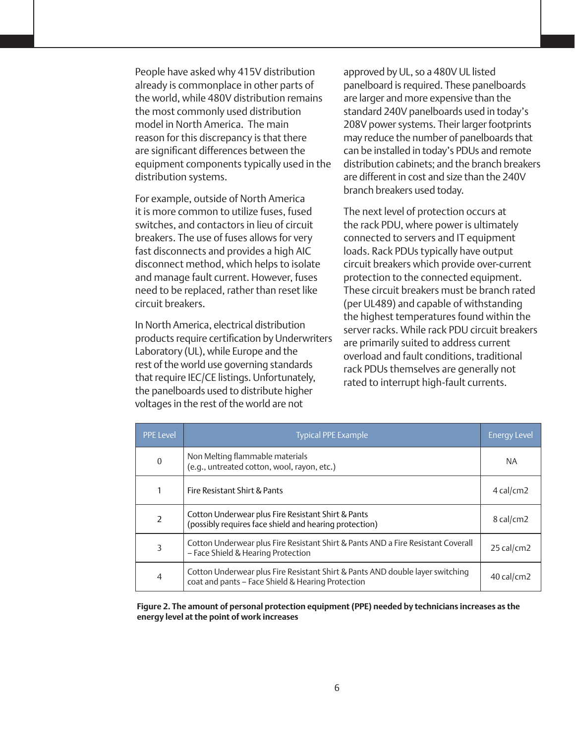People have asked why 415V distribution already is commonplace in other parts of the world, while 480V distribution remains the most commonly used distribution model in North America. The main reason for this discrepancy is that there are significant differences between the equipment components typically used in the distribution systems.

For example, outside of North America it is more common to utilize fuses, fused switches, and contactors in lieu of circuit breakers. The use of fuses allows for very fast disconnects and provides a high AIC disconnect method, which helps to isolate and manage fault current. However, fuses need to be replaced, rather than reset like circuit breakers.

In North America, electrical distribution products require certification by Underwriters Laboratory (UL), while Europe and the rest of the world use governing standards that require IEC/CE listings. Unfortunately, the panelboards used to distribute higher voltages in the rest of the world are not approved by UL, so a 480V UL listed panelboard is required. These panelboards are larger and more expensive than the standard 240V panelboards used in today's 208V power systems. Their larger footprints may reduce the number of panelboards that can be installed in today's PDUs and remote distribution cabinets; and the branch breakers are different in cost and size than the 240V branch breakers used today.

The next level of protection occurs at the rack PDU, where power is ultimately connected to servers and IT equipment loads. Rack PDUs typically have output circuit breakers which provide over-current protection to the connected equipment. These circuit breakers must be branch rated (per UL489) and capable of withstanding the highest temperatures found within the server racks. While rack PDU circuit breakers are primarily suited to address current overload and fault conditions, traditional rack PDUs themselves are generally not rated to interrupt high-fault currents.

| PPE Level | Typical PPE Example | Energy Level |
|---|---|---|
| 0 | Non Melting flammable materials (e.g., untreated cotton, wool, rayon, etc.) | NA |
| 1 | Fire Resistant Shirt & Pants | 4 cal/cm2 |
| 2 | Cotton Underwear plus Fire Resistant Shirt & Pants (possibly requires face shield and hearing protection) | 8 cal/cm2 |
| 3 | Cotton Underwear plus Fire Resistant Shirt & Pants AND a Fire Resistant Coverall – Face Shield & Hearing Protection | 25 cal/cm2 |
| 4 | Cotton Underwear plus Fire Resistant Shirt & Pants AND double layer switching coat and pants – Face Shield & Hearing Protection | 40 cal/cm2 |

**Figure 2. The amount of personal protection equipment (PPE) needed by technicians increases as the energy level at the point of work increases**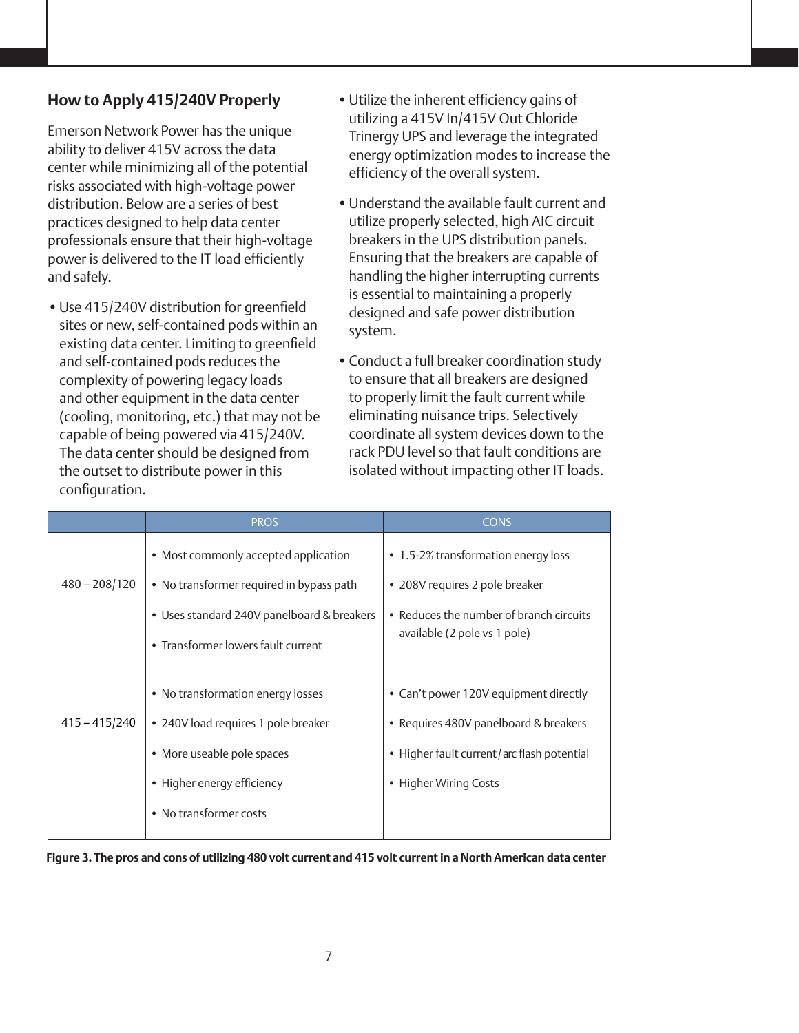## How to Apply 415/240V Properly

Emerson Network Power has the unique ability to deliver 415V across the data center while minimizing all of the potential risks associated with high-voltage power distribution. Below are a series of best practices designed to help data center professionals ensure that their high-voltage power is delivered to the IT load efficiently and safely.

- Use 415/240V distribution for greenfield sites or new, self-contained pods within an existing data center. Limiting to greenfield and self-contained pods reduces the complexity of powering legacy loads and other equipment in the data center (cooling, monitoring, etc.) that may not be capable of being powered via 415/240V. The data center should be designed from the outset to distribute power in this configuration.
- Utilize the inherent efficiency gains of utilizing a 415V In/415V Out Chloride Trinergy UPS and leverage the integrated energy optimization modes to increase the efficiency of the overall system.
- Understand the available fault current and utilize properly selected, high AIC circuit breakers in the UPS distribution panels. Ensuring that the breakers are capable of handling the higher interrupting currents is essential to maintaining a properly designed and safe power distribution system.
- Conduct a full breaker coordination study to ensure that all breakers are designed to properly limit the fault current while eliminating nuisance trips. Selectively coordinate all system devices down to the rack PDU level so that fault conditions are isolated without impacting other IT loads.

| | PROS | CONS |
|---|---|---|
| 480 – 208/120 | • Most commonly accepted application<br>• No transformer required in bypass path<br>• Uses standard 240V panelboard & breakers<br>• Transformer lowers fault current | • 1.5-2% transformation energy loss<br>• 208V requires 2 pole breaker<br>• Reduces the number of branch circuits available (2 pole vs 1 pole) |
| 415 – 415/240 | • No transformation energy losses<br>• 240V load requires 1 pole breaker<br>• More useable pole spaces<br>• Higher energy efficiency<br>• No transformer costs | • Can't power 120V equipment directly<br>• Requires 480V panelboard & breakers<br>• Higher fault current/arc flash potential<br>• Higher Wiring Costs |

**Figure 3. The pros and cons of utilizing 480 volt current and 415 volt current in a North American data center**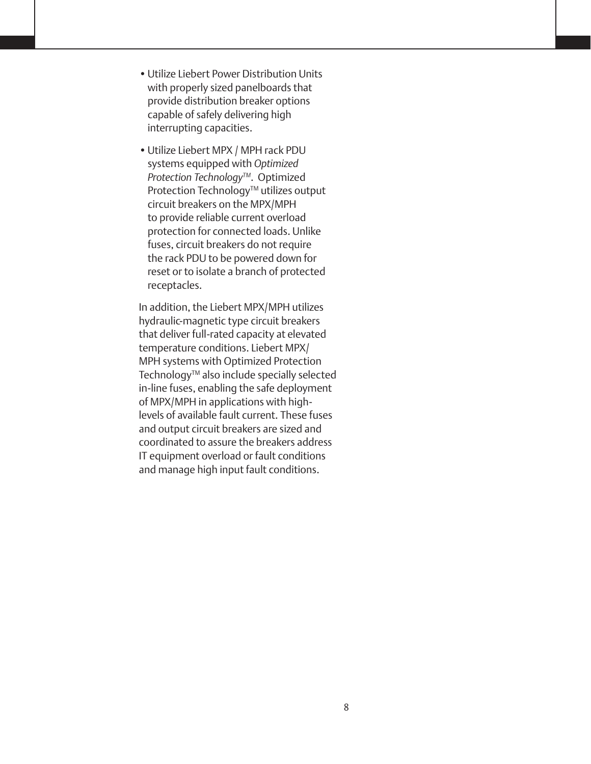- Utilize Liebert Power Distribution Units with properly sized panelboards that provide distribution breaker options capable of safely delivering high interrupting capacities.
- Utilize Liebert MPX / MPH rack PDU systems equipped with *Optimized Protection Technology™*. Optimized Protection Technology™ utilizes output circuit breakers on the MPX/MPH to provide reliable current overload protection for connected loads. Unlike fuses, circuit breakers do not require the rack PDU to be powered down for reset or to isolate a branch of protected receptacles.

In addition, the Liebert MPX/MPH utilizes hydraulic-magnetic type circuit breakers that deliver full-rated capacity at elevated temperature conditions. Liebert MPX/MPH systems with Optimized Protection Technology™ also include specially selected in-line fuses, enabling the safe deployment of MPX/MPH in applications with high-levels of available fault current. These fuses and output circuit breakers are sized and coordinated to assure the breakers address IT equipment overload or fault conditions and manage high input fault conditions.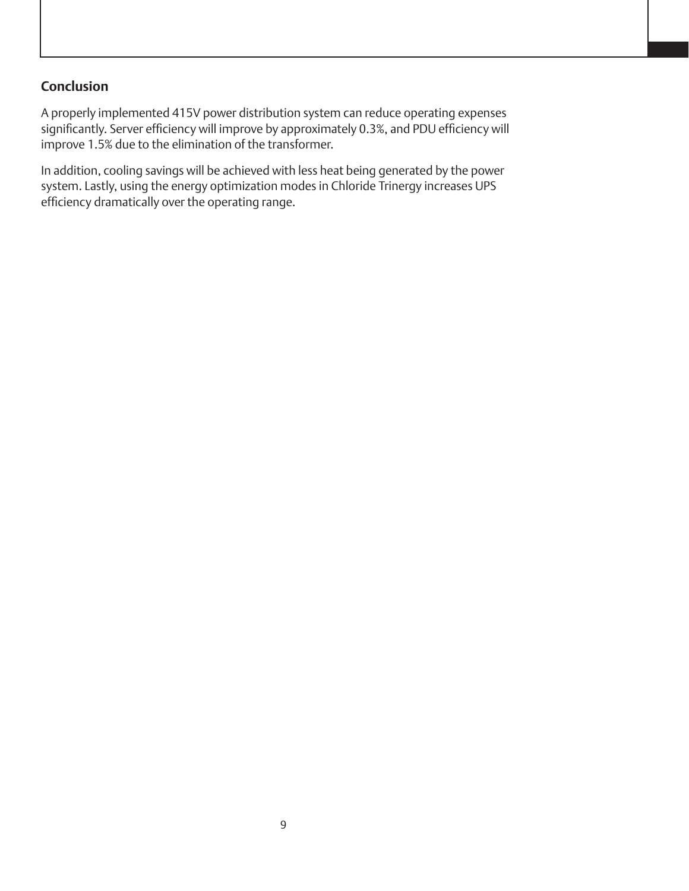## Conclusion

A properly implemented 415V power distribution system can reduce operating expenses significantly. Server efficiency will improve by approximately 0.3%, and PDU efficiency will improve 1.5% due to the elimination of the transformer.

In addition, cooling savings will be achieved with less heat being generated by the power system. Lastly, using the energy optimization modes in Chloride Trinergy increases UPS efficiency dramatically over the operating range.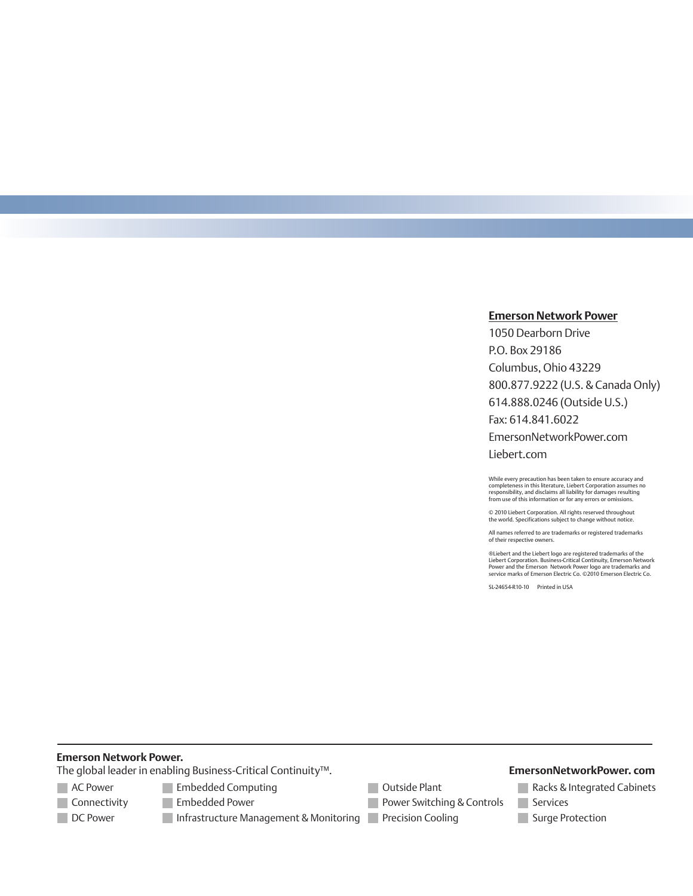**Emerson Network Power**

1050 Dearborn Drive
P.O. Box 29186
Columbus, Ohio 43229
800.877.9222 (U.S. & Canada Only)
614.888.0246 (Outside U.S.)
Fax: 614.841.6022
EmersonNetworkPower.com
Liebert.com

While every precaution has been taken to ensure accuracy and completeness in this literature, Liebert Corporation assumes no responsibility, and disclaims all liability for damages resulting from use of this information or for any errors or omissions.

© 2010 Liebert Corporation. All rights reserved throughout the world. Specifications subject to change without notice.

All names referred to are trademarks or registered trademarks of their respective owners.

®Liebert and the Liebert logo are registered trademarks of the Liebert Corporation. Business-Critical Continuity, Emerson Network Power and the Emerson Network Power logo are trademarks and service marks of Emerson Electric Co. ©2010 Emerson Electric Co.

SL-24654-R10-10 Printed in USA

**Emerson Network Power.**
The global leader in enabling Business-Critical Continuity™.

**EmersonNetworkPower. com**

- AC Power
- Connectivity
- DC Power
- Embedded Computing
- Embedded Power
- Infrastructure Management & Monitoring
- Outside Plant
- Power Switching & Controls
- Precision Cooling
- Racks & Integrated Cabinets
- Services
- Surge Protection